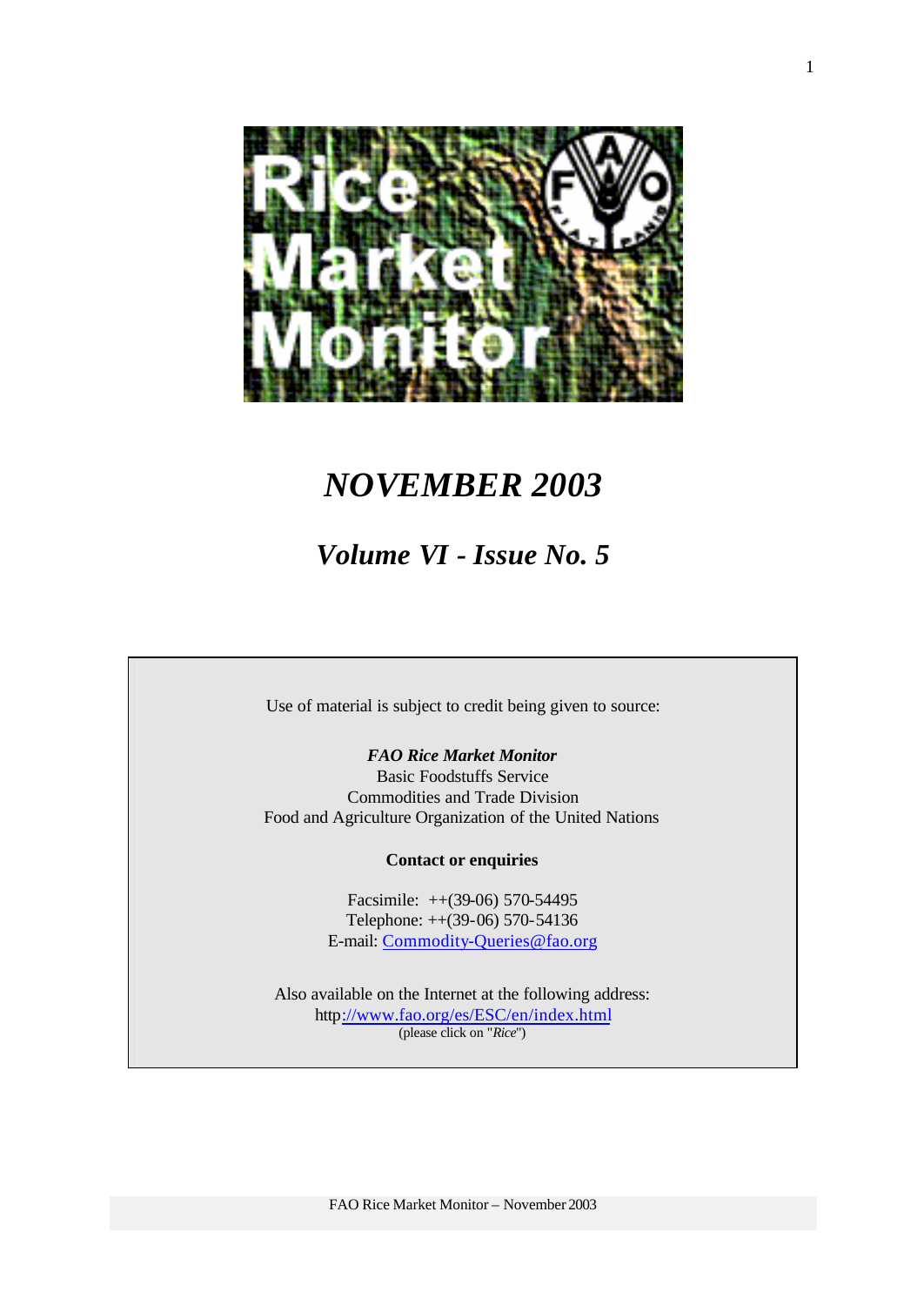# NOVEMBER 2003

## Volume VI - Issue No. 5

Use of material is subject to credit being given to source:

***FAO Rice Market Monitor***
Basic Foodstuffs Service
Commodities and Trade Division
Food and Agriculture Organization of the United Nations

**Contact or enquiries**

Facsimile: ++(39-06) 570-54495
Telephone: ++(39-06) 570-54136
E-mail: Commodity-Queries@fao.org

Also available on the Internet at the following address:
http://www.fao.org/es/ESC/en/index.html
(please click on "*Rice*")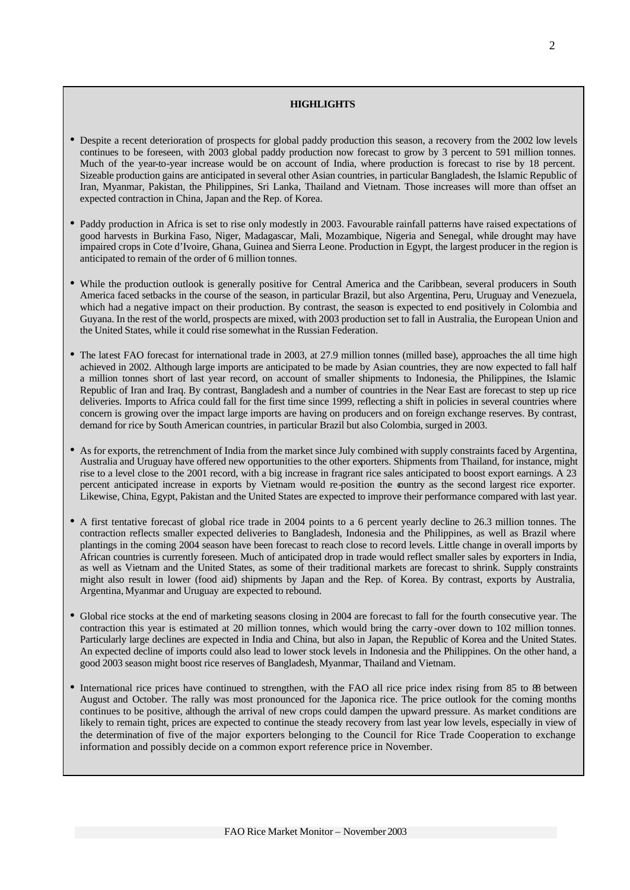**HIGHLIGHTS**

- Despite a recent deterioration of prospects for global paddy production this season, a recovery from the 2002 low levels continues to be foreseen, with 2003 global paddy production now forecast to grow by 3 percent to 591 million tonnes. Much of the year-to-year increase would be on account of India, where production is forecast to rise by 18 percent. Sizeable production gains are anticipated in several other Asian countries, in particular Bangladesh, the Islamic Republic of Iran, Myanmar, Pakistan, the Philippines, Sri Lanka, Thailand and Vietnam. Those increases will more than offset an expected contraction in China, Japan and the Rep. of Korea.

- Paddy production in Africa is set to rise only modestly in 2003. Favourable rainfall patterns have raised expectations of good harvests in Burkina Faso, Niger, Madagascar, Mali, Mozambique, Nigeria and Senegal, while drought may have impaired crops in Cote d'Ivoire, Ghana, Guinea and Sierra Leone. Production in Egypt, the largest producer in the region is anticipated to remain of the order of 6 million tonnes.

- While the production outlook is generally positive for Central America and the Caribbean, several producers in South America faced setbacks in the course of the season, in particular Brazil, but also Argentina, Peru, Uruguay and Venezuela, which had a negative impact on their production. By contrast, the season is expected to end positively in Colombia and Guyana. In the rest of the world, prospects are mixed, with 2003 production set to fall in Australia, the European Union and the United States, while it could rise somewhat in the Russian Federation.

- The latest FAO forecast for international trade in 2003, at 27.9 million tonnes (milled base), approaches the all time high achieved in 2002. Although large imports are anticipated to be made by Asian countries, they are now expected to fall half a million tonnes short of last year record, on account of smaller shipments to Indonesia, the Philippines, the Islamic Republic of Iran and Iraq. By contrast, Bangladesh and a number of countries in the Near East are forecast to step up rice deliveries. Imports to Africa could fall for the first time since 1999, reflecting a shift in policies in several countries where concern is growing over the impact large imports are having on producers and on foreign exchange reserves. By contrast, demand for rice by South American countries, in particular Brazil but also Colombia, surged in 2003.

- As for exports, the retrenchment of India from the market since July combined with supply constraints faced by Argentina, Australia and Uruguay have offered new opportunities to the other exporters. Shipments from Thailand, for instance, might rise to a level close to the 2001 record, with a big increase in fragrant rice sales anticipated to boost export earnings. A 23 percent anticipated increase in exports by Vietnam would re-position the country as the second largest rice exporter. Likewise, China, Egypt, Pakistan and the United States are expected to improve their performance compared with last year.

- A first tentative forecast of global rice trade in 2004 points to a 6 percent yearly decline to 26.3 million tonnes. The contraction reflects smaller expected deliveries to Bangladesh, Indonesia and the Philippines, as well as Brazil where plantings in the coming 2004 season have been forecast to reach close to record levels. Little change in overall imports by African countries is currently foreseen. Much of anticipated drop in trade would reflect smaller sales by exporters in India, as well as Vietnam and the United States, as some of their traditional markets are forecast to shrink. Supply constraints might also result in lower (food aid) shipments by Japan and the Rep. of Korea. By contrast, exports by Australia, Argentina, Myanmar and Uruguay are expected to rebound.

- Global rice stocks at the end of marketing seasons closing in 2004 are forecast to fall for the fourth consecutive year. The contraction this year is estimated at 20 million tonnes, which would bring the carry-over down to 102 million tonnes. Particularly large declines are expected in India and China, but also in Japan, the Republic of Korea and the United States. An expected decline of imports could also lead to lower stock levels in Indonesia and the Philippines. On the other hand, a good 2003 season might boost rice reserves of Bangladesh, Myanmar, Thailand and Vietnam.

- International rice prices have continued to strengthen, with the FAO all rice price index rising from 85 to 88 between August and October. The rally was most pronounced for the Japonica rice. The price outlook for the coming months continues to be positive, although the arrival of new crops could dampen the upward pressure. As market conditions are likely to remain tight, prices are expected to continue the steady recovery from last year low levels, especially in view of the determination of five of the major exporters belonging to the Council for Rice Trade Cooperation to exchange information and possibly decide on a common export reference price in November.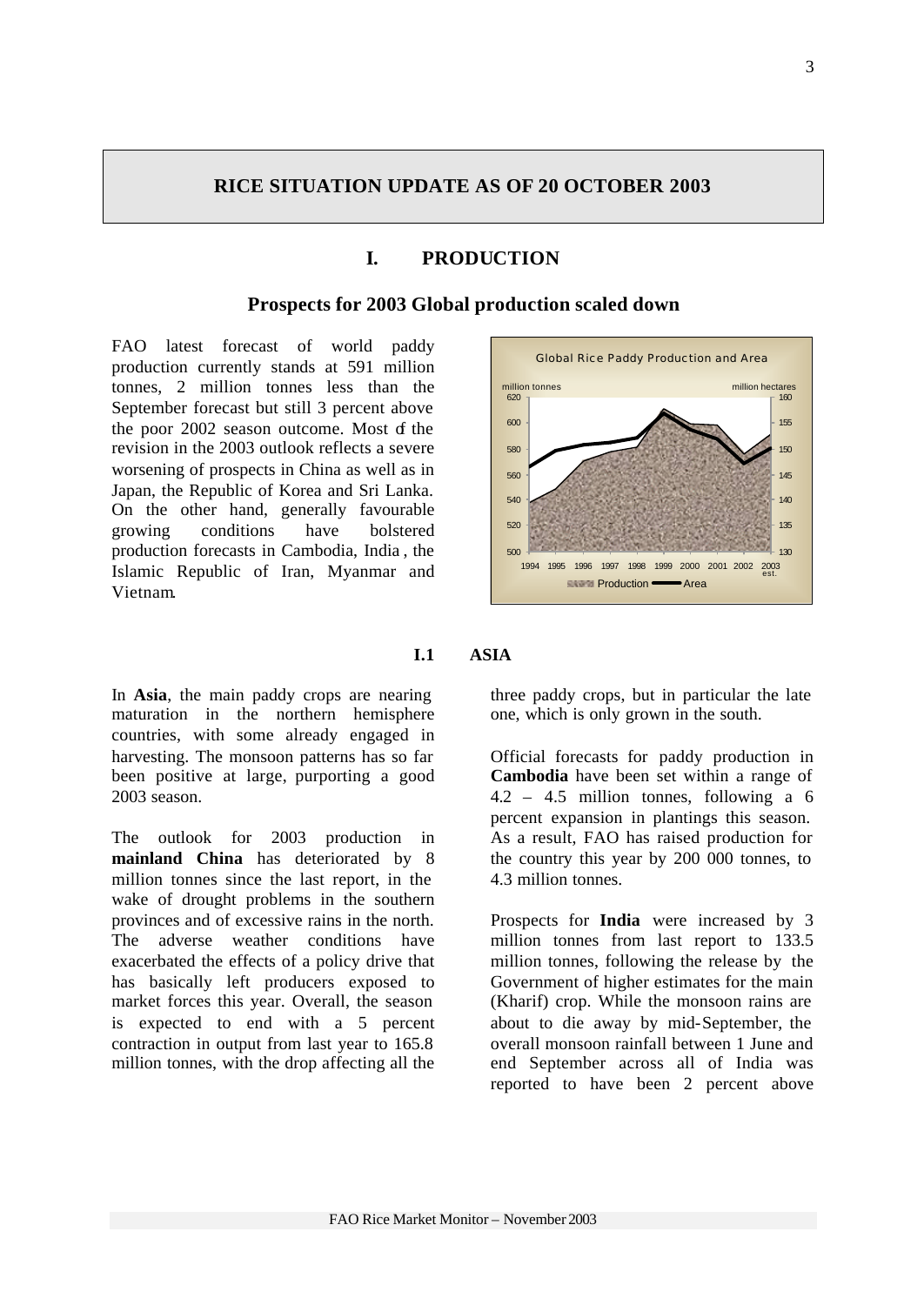## RICE SITUATION UPDATE AS OF 20 OCTOBER 2003

## I. PRODUCTION

### Prospects for 2003 Global production scaled down

FAO latest forecast of world paddy production currently stands at 591 million tonnes, 2 million tonnes less than the September forecast but still 3 percent above the poor 2002 season outcome. Most of the revision in the 2003 outlook reflects a severe worsening of prospects in China as well as in Japan, the Republic of Korea and Sri Lanka. On the other hand, generally favourable growing conditions have bolstered production forecasts in Cambodia, India, the Islamic Republic of Iran, Myanmar and Vietnam.

### I.1 ASIA

In **Asia**, the main paddy crops are nearing maturation in the northern hemisphere countries, with some already engaged in harvesting. The monsoon patterns has so far been positive at large, purporting a good 2003 season.

The outlook for 2003 production in **mainland China** has deteriorated by 8 million tonnes since the last report, in the wake of drought problems in the southern provinces and of excessive rains in the north. The adverse weather conditions have exacerbated the effects of a policy drive that has basically left producers exposed to market forces this year. Overall, the season is expected to end with a 5 percent contraction in output from last year to 165.8 million tonnes, with the drop affecting all the three paddy crops, but in particular the late one, which is only grown in the south.

Official forecasts for paddy production in **Cambodia** have been set within a range of 4.2 – 4.5 million tonnes, following a 6 percent expansion in plantings this season. As a result, FAO has raised production for the country this year by 200 000 tonnes, to 4.3 million tonnes.

Prospects for **India** were increased by 3 million tonnes from last report to 133.5 million tonnes, following the release by the Government of higher estimates for the main (Kharif) crop. While the monsoon rains are about to die away by mid-September, the overall monsoon rainfall between 1 June and end September across all of India was reported to have been 2 percent above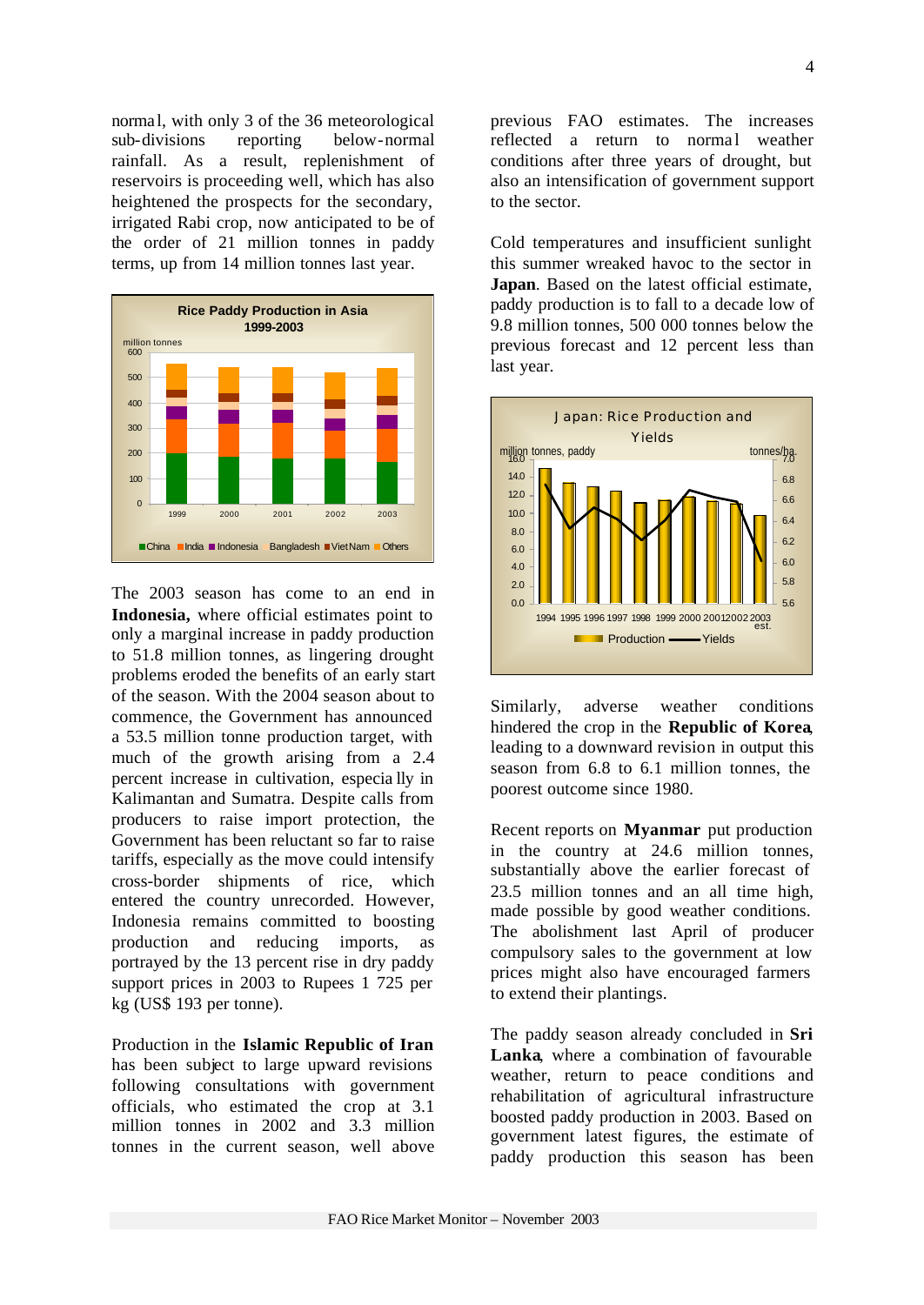normal, with only 3 of the 36 meteorological sub-divisions reporting below-normal rainfall. As a result, replenishment of reservoirs is proceeding well, which has also heightened the prospects for the secondary, irrigated Rabi crop, now anticipated to be of the order of 21 million tonnes in paddy terms, up from 14 million tonnes last year.

**Rice Paddy Production in Asia 1999-2003**

The 2003 season has come to an end in **Indonesia,** where official estimates point to only a marginal increase in paddy production to 51.8 million tonnes, as lingering drought problems eroded the benefits of an early start of the season. With the 2004 season about to commence, the Government has announced a 53.5 million tonne production target, with much of the growth arising from a 2.4 percent increase in cultivation, especially in Kalimantan and Sumatra. Despite calls from producers to raise import protection, the Government has been reluctant so far to raise tariffs, especially as the move could intensify cross-border shipments of rice, which entered the country unrecorded. However, Indonesia remains committed to boosting production and reducing imports, as portrayed by the 13 percent rise in dry paddy support prices in 2003 to Rupees 1 725 per kg (US$ 193 per tonne).

Production in the **Islamic Republic of Iran** has been subject to large upward revisions following consultations with government officials, who estimated the crop at 3.1 million tonnes in 2002 and 3.3 million tonnes in the current season, well above previous FAO estimates. The increases reflected a return to normal weather conditions after three years of drought, but also an intensification of government support to the sector.

Cold temperatures and insufficient sunlight this summer wreaked havoc to the sector in **Japan**. Based on the latest official estimate, paddy production is to fall to a decade low of 9.8 million tonnes, 500 000 tonnes below the previous forecast and 12 percent less than last year.

**Japan: Rice Production and Yields**

Similarly, adverse weather conditions hindered the crop in the **Republic of Korea**, leading to a downward revision in output this season from 6.8 to 6.1 million tonnes, the poorest outcome since 1980.

Recent reports on **Myanmar** put production in the country at 24.6 million tonnes, substantially above the earlier forecast of 23.5 million tonnes and an all time high, made possible by good weather conditions. The abolishment last April of producer compulsory sales to the government at low prices might also have encouraged farmers to extend their plantings.

The paddy season already concluded in **Sri Lanka**, where a combination of favourable weather, return to peace conditions and rehabilitation of agricultural infrastructure boosted paddy production in 2003. Based on government latest figures, the estimate of paddy production this season has been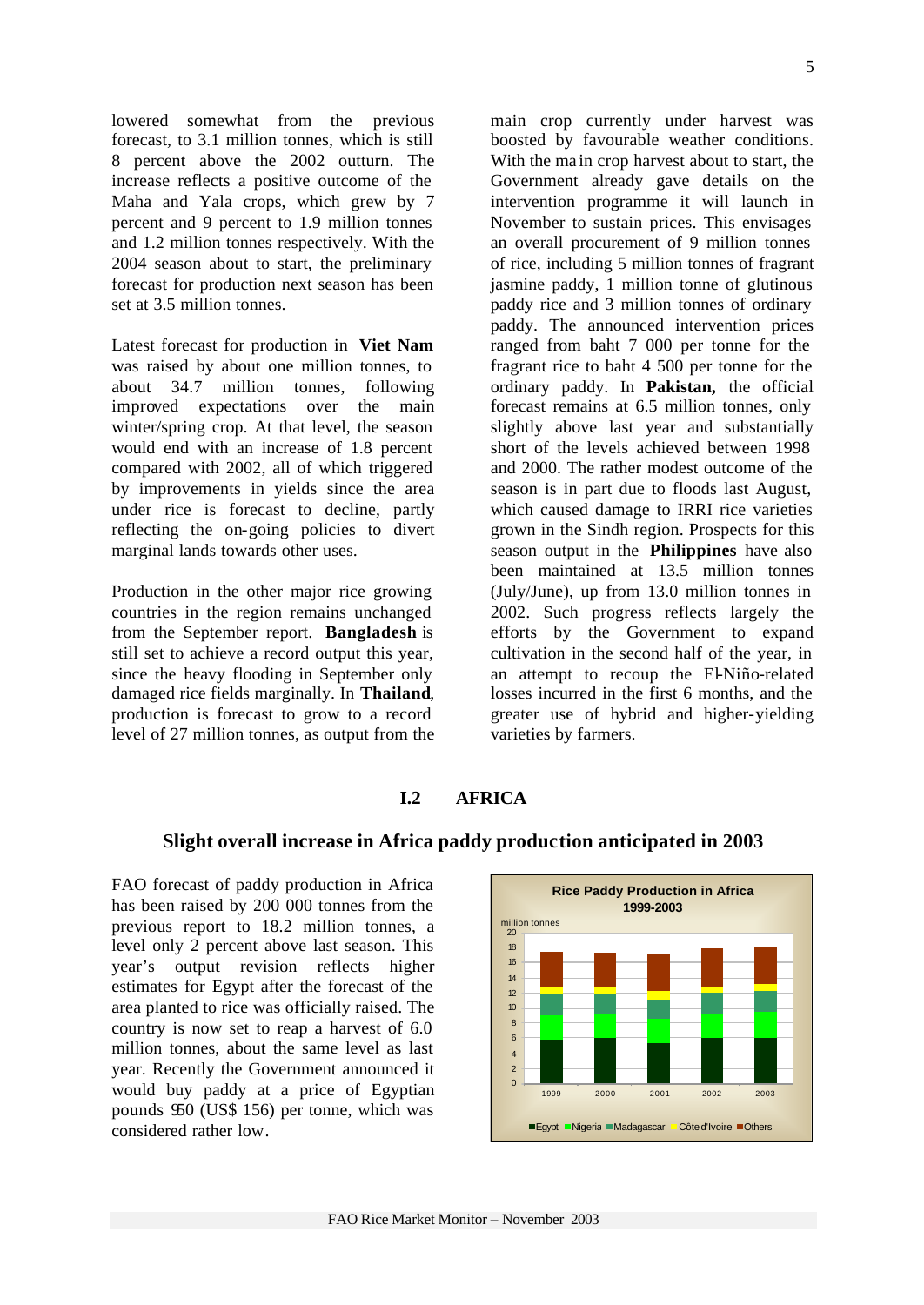lowered somewhat from the previous forecast, to 3.1 million tonnes, which is still 8 percent above the 2002 outturn. The increase reflects a positive outcome of the Maha and Yala crops, which grew by 7 percent and 9 percent to 1.9 million tonnes and 1.2 million tonnes respectively. With the 2004 season about to start, the preliminary forecast for production next season has been set at 3.5 million tonnes.

Latest forecast for production in **Viet Nam** was raised by about one million tonnes, to about 34.7 million tonnes, following improved expectations over the main winter/spring crop. At that level, the season would end with an increase of 1.8 percent compared with 2002, all of which triggered by improvements in yields since the area under rice is forecast to decline, partly reflecting the on-going policies to divert marginal lands towards other uses.

Production in the other major rice growing countries in the region remains unchanged from the September report. **Bangladesh** is still set to achieve a record output this year, since the heavy flooding in September only damaged rice fields marginally. In **Thailand**, production is forecast to grow to a record level of 27 million tonnes, as output from the main crop currently under harvest was boosted by favourable weather conditions. With the main crop harvest about to start, the Government already gave details on the intervention programme it will launch in November to sustain prices. This envisages an overall procurement of 9 million tonnes of rice, including 5 million tonnes of fragrant jasmine paddy, 1 million tonne of glutinous paddy rice and 3 million tonnes of ordinary paddy. The announced intervention prices ranged from baht 7 000 per tonne for the fragrant rice to baht 4 500 per tonne for the ordinary paddy. In **Pakistan,** the official forecast remains at 6.5 million tonnes, only slightly above last year and substantially short of the levels achieved between 1998 and 2000. The rather modest outcome of the season is in part due to floods last August, which caused damage to IRRI rice varieties grown in the Sindh region. Prospects for this season output in the **Philippines** have also been maintained at 13.5 million tonnes (July/June), up from 13.0 million tonnes in 2002. Such progress reflects largely the efforts by the Government to expand cultivation in the second half of the year, in an attempt to recoup the El-Niño-related losses incurred in the first 6 months, and the greater use of hybrid and higher-yielding varieties by farmers.

## I.2 AFRICA

### Slight overall increase in Africa paddy production anticipated in 2003

FAO forecast of paddy production in Africa has been raised by 200 000 tonnes from the previous report to 18.2 million tonnes, a level only 2 percent above last season. This year's output revision reflects higher estimates for Egypt after the forecast of the area planted to rice was officially raised. The country is now set to reap a harvest of 6.0 million tonnes, about the same level as last year. Recently the Government announced it would buy paddy at a price of Egyptian pounds 950 (US$ 156) per tonne, which was considered rather low.

**Rice Paddy Production in Africa 1999-2003**

million tonnes

Egypt, Nigeria, Madagascar, Côte d'Ivoire, Others — 1999, 2000, 2001, 2002, 2003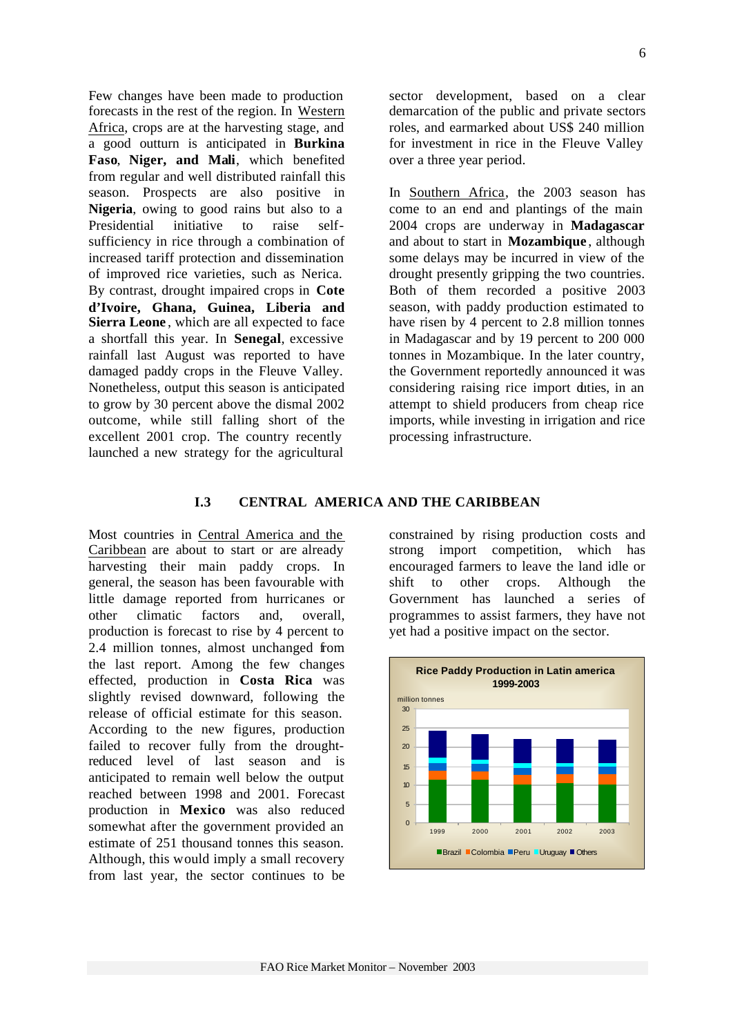Few changes have been made to production forecasts in the rest of the region. In Western Africa, crops are at the harvesting stage, and a good outturn is anticipated in **Burkina Faso**, **Niger, and Mali**, which benefited from regular and well distributed rainfall this season. Prospects are also positive in **Nigeria**, owing to good rains but also to a Presidential initiative to raise self-sufficiency in rice through a combination of increased tariff protection and dissemination of improved rice varieties, such as Nerica. By contrast, drought impaired crops in **Cote d'Ivoire, Ghana, Guinea, Liberia and Sierra Leone**, which are all expected to face a shortfall this year. In **Senegal**, excessive rainfall last August was reported to have damaged paddy crops in the Fleuve Valley. Nonetheless, output this season is anticipated to grow by 30 percent above the dismal 2002 outcome, while still falling short of the excellent 2001 crop. The country recently launched a new strategy for the agricultural sector development, based on a clear demarcation of the public and private sectors roles, and earmarked about US$ 240 million for investment in rice in the Fleuve Valley over a three year period.

In Southern Africa, the 2003 season has come to an end and plantings of the main 2004 crops are underway in **Madagascar** and about to start in **Mozambique**, although some delays may be incurred in view of the drought presently gripping the two countries. Both of them recorded a positive 2003 season, with paddy production estimated to have risen by 4 percent to 2.8 million tonnes in Madagascar and by 19 percent to 200 000 tonnes in Mozambique. In the later country, the Government reportedly announced it was considering raising rice import duties, in an attempt to shield producers from cheap rice imports, while investing in irrigation and rice processing infrastructure.

## I.3 CENTRAL AMERICA AND THE CARIBBEAN

Most countries in Central America and the Caribbean are about to start or are already harvesting their main paddy crops. In general, the season has been favourable with little damage reported from hurricanes or other climatic factors and, overall, production is forecast to rise by 4 percent to 2.4 million tonnes, almost unchanged from the last report. Among the few changes effected, production in **Costa Rica** was slightly revised downward, following the release of official estimate for this season. According to the new figures, production failed to recover fully from the drought-reduced level of last season and is anticipated to remain well below the output reached between 1998 and 2001. Forecast production in **Mexico** was also reduced somewhat after the government provided an estimate of 251 thousand tonnes this season. Although, this would imply a small recovery from last year, the sector continues to be constrained by rising production costs and strong import competition, which has encouraged farmers to leave the land idle or shift to other crops. Although the Government has launched a series of programmes to assist farmers, they have not yet had a positive impact on the sector.

**Rice Paddy Production in Latin america 1999-2003**

million tonnes

Legend: Brazil, Colombia, Peru, Uruguay, Others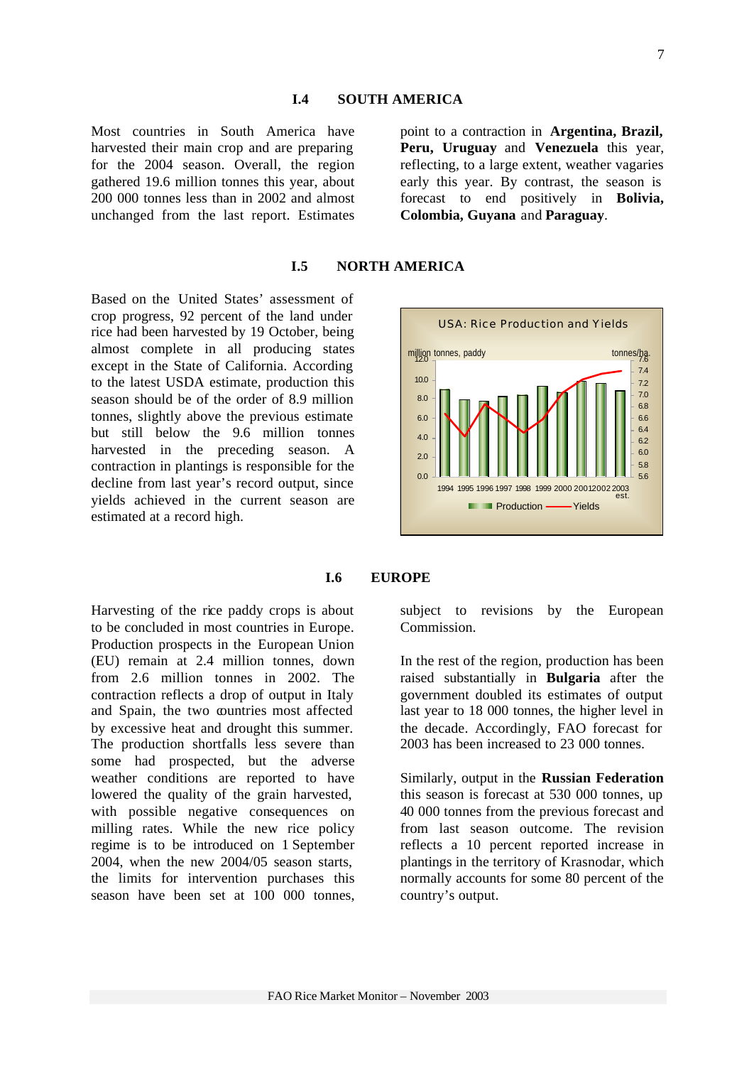## I.4 SOUTH AMERICA

Most countries in South America have harvested their main crop and are preparing for the 2004 season. Overall, the region gathered 19.6 million tonnes this year, about 200 000 tonnes less than in 2002 and almost unchanged from the last report. Estimates point to a contraction in **Argentina, Brazil, Peru, Uruguay** and **Venezuela** this year, reflecting, to a large extent, weather vagaries early this year. By contrast, the season is forecast to end positively in **Bolivia, Colombia, Guyana** and **Paraguay**.

## I.5 NORTH AMERICA

Based on the United States' assessment of crop progress, 92 percent of the land under rice had been harvested by 19 October, being almost complete in all producing states except in the State of California. According to the latest USDA estimate, production this season should be of the order of 8.9 million tonnes, slightly above the previous estimate but still below the 9.6 million tonnes harvested in the preceding season. A contraction in plantings is responsible for the decline from last year's record output, since yields achieved in the current season are estimated at a record high.

USA: Rice Production and Yields

## I.6 EUROPE

Harvesting of the rice paddy crops is about to be concluded in most countries in Europe. Production prospects in the European Union (EU) remain at 2.4 million tonnes, down from 2.6 million tonnes in 2002. The contraction reflects a drop of output in Italy and Spain, the two countries most affected by excessive heat and drought this summer. The production shortfalls less severe than some had prospected, but the adverse weather conditions are reported to have lowered the quality of the grain harvested, with possible negative consequences on milling rates. While the new rice policy regime is to be introduced on 1 September 2004, when the new 2004/05 season starts, the limits for intervention purchases this season have been set at 100 000 tonnes, subject to revisions by the European Commission.

In the rest of the region, production has been raised substantially in **Bulgaria** after the government doubled its estimates of output last year to 18 000 tonnes, the higher level in the decade. Accordingly, FAO forecast for 2003 has been increased to 23 000 tonnes.

Similarly, output in the **Russian Federation** this season is forecast at 530 000 tonnes, up 40 000 tonnes from the previous forecast and from last season outcome. The revision reflects a 10 percent reported increase in plantings in the territory of Krasnodar, which normally accounts for some 80 percent of the country's output.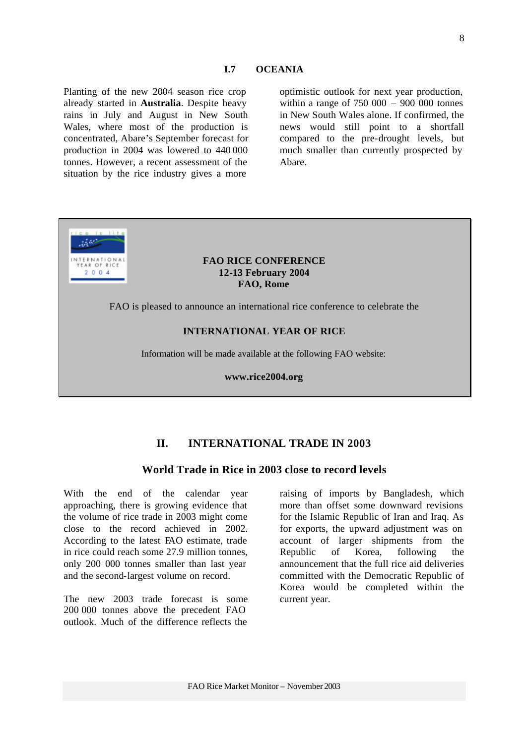### I.7 OCEANIA

Planting of the new 2004 season rice crop already started in **Australia**. Despite heavy rains in July and August in New South Wales, where most of the production is concentrated, Abare's September forecast for production in 2004 was lowered to 440 000 tonnes. However, a recent assessment of the situation by the rice industry gives a more optimistic outlook for next year production, within a range of 750 000 – 900 000 tonnes in New South Wales alone. If confirmed, the news would still point to a shortfall compared to the pre-drought levels, but much smaller than currently prospected by Abare.

**FAO RICE CONFERENCE**
**12-13 February 2004**
**FAO, Rome**

FAO is pleased to announce an international rice conference to celebrate the

**INTERNATIONAL YEAR OF RICE**

Information will be made available at the following FAO website:

**www.rice2004.org**

## II. INTERNATIONAL TRADE IN 2003

### World Trade in Rice in 2003 close to record levels

With the end of the calendar year approaching, there is growing evidence that the volume of rice trade in 2003 might come close to the record achieved in 2002. According to the latest FAO estimate, trade in rice could reach some 27.9 million tonnes, only 200 000 tonnes smaller than last year and the second-largest volume on record.

The new 2003 trade forecast is some 200 000 tonnes above the precedent FAO outlook. Much of the difference reflects the raising of imports by Bangladesh, which more than offset some downward revisions for the Islamic Republic of Iran and Iraq. As for exports, the upward adjustment was on account of larger shipments from the Republic of Korea, following the announcement that the full rice aid deliveries committed with the Democratic Republic of Korea would be completed within the current year.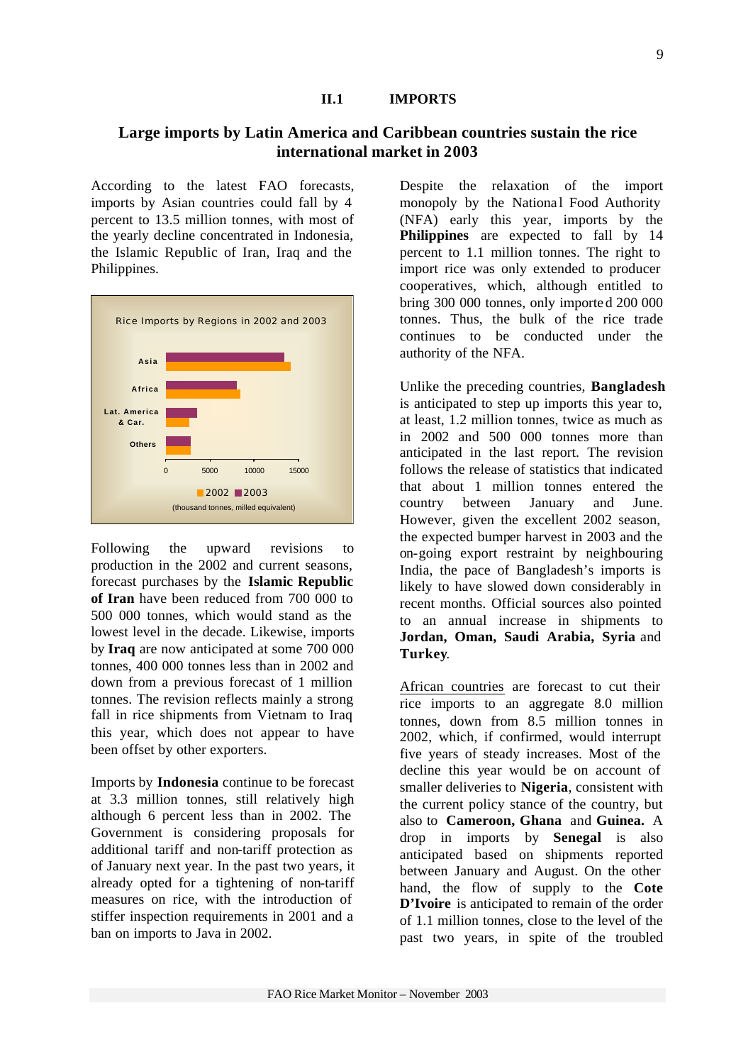## II.1 IMPORTS

### Large imports by Latin America and Caribbean countries sustain the rice international market in 2003

According to the latest FAO forecasts, imports by Asian countries could fall by 4 percent to 13.5 million tonnes, with most of the yearly decline concentrated in Indonesia, the Islamic Republic of Iran, Iraq and the Philippines.

Rice Imports by Regions in 2002 and 2003

(thousand tonnes, milled equivalent)

Following the upward revisions to production in the 2002 and current seasons, forecast purchases by the **Islamic Republic of Iran** have been reduced from 700 000 to 500 000 tonnes, which would stand as the lowest level in the decade. Likewise, imports by **Iraq** are now anticipated at some 700 000 tonnes, 400 000 tonnes less than in 2002 and down from a previous forecast of 1 million tonnes. The revision reflects mainly a strong fall in rice shipments from Vietnam to Iraq this year, which does not appear to have been offset by other exporters.

Imports by **Indonesia** continue to be forecast at 3.3 million tonnes, still relatively high although 6 percent less than in 2002. The Government is considering proposals for additional tariff and non-tariff protection as of January next year. In the past two years, it already opted for a tightening of non-tariff measures on rice, with the introduction of stiffer inspection requirements in 2001 and a ban on imports to Java in 2002.

Despite the relaxation of the import monopoly by the National Food Authority (NFA) early this year, imports by the **Philippines** are expected to fall by 14 percent to 1.1 million tonnes. The right to import rice was only extended to producer cooperatives, which, although entitled to bring 300 000 tonnes, only imported 200 000 tonnes. Thus, the bulk of the rice trade continues to be conducted under the authority of the NFA.

Unlike the preceding countries, **Bangladesh** is anticipated to step up imports this year to, at least, 1.2 million tonnes, twice as much as in 2002 and 500 000 tonnes more than anticipated in the last report. The revision follows the release of statistics that indicated that about 1 million tonnes entered the country between January and June. However, given the excellent 2002 season, the expected bumper harvest in 2003 and the on-going export restraint by neighbouring India, the pace of Bangladesh's imports is likely to have slowed down considerably in recent months. Official sources also pointed to an annual increase in shipments to **Jordan, Oman, Saudi Arabia, Syria** and **Turkey**.

African countries are forecast to cut their rice imports to an aggregate 8.0 million tonnes, down from 8.5 million tonnes in 2002, which, if confirmed, would interrupt five years of steady increases. Most of the decline this year would be on account of smaller deliveries to **Nigeria**, consistent with the current policy stance of the country, but also to **Cameroon, Ghana** and **Guinea.** A drop in imports by **Senegal** is also anticipated based on shipments reported between January and August. On the other hand, the flow of supply to the **Cote D'Ivoire** is anticipated to remain of the order of 1.1 million tonnes, close to the level of the past two years, in spite of the troubled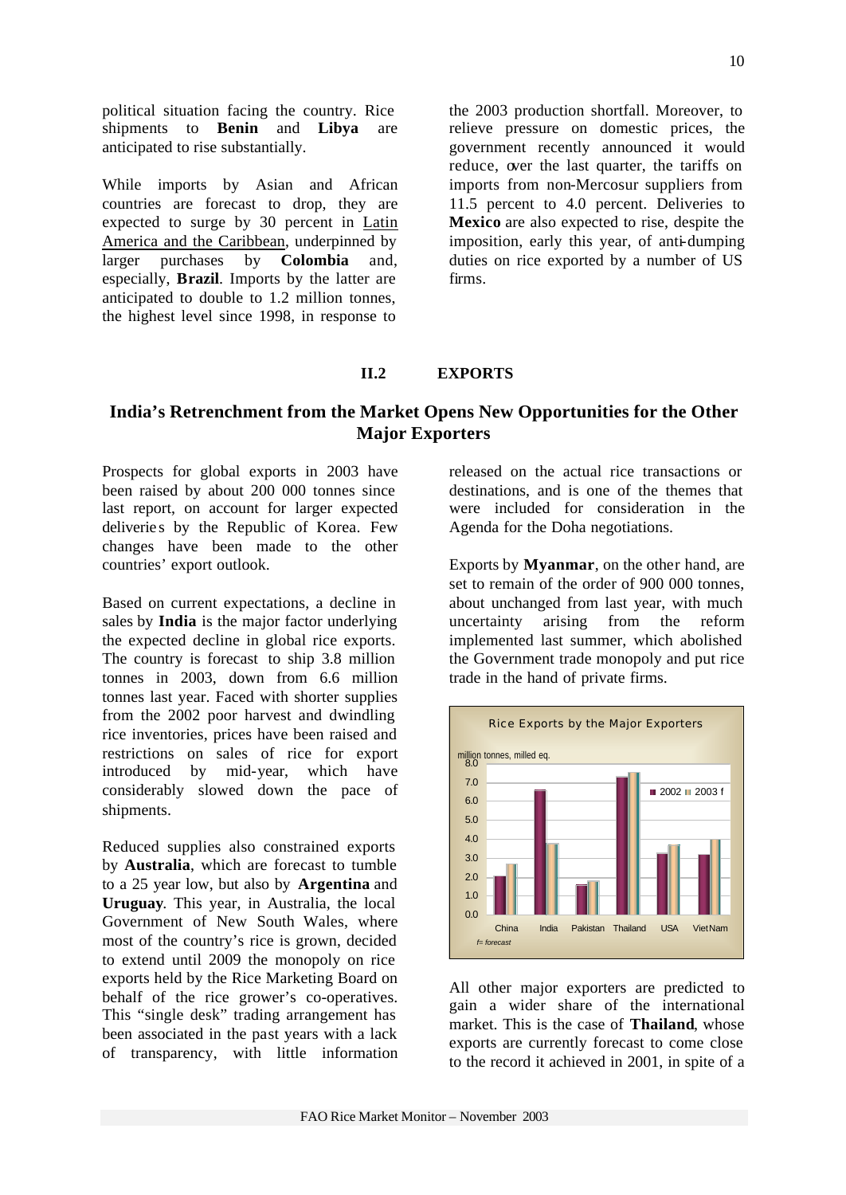political situation facing the country. Rice shipments to **Benin** and **Libya** are anticipated to rise substantially.

While imports by Asian and African countries are forecast to drop, they are expected to surge by 30 percent in Latin America and the Caribbean, underpinned by larger purchases by **Colombia** and, especially, **Brazil**. Imports by the latter are anticipated to double to 1.2 million tonnes, the highest level since 1998, in response to the 2003 production shortfall. Moreover, to relieve pressure on domestic prices, the government recently announced it would reduce, over the last quarter, the tariffs on imports from non-Mercosur suppliers from 11.5 percent to 4.0 percent. Deliveries to **Mexico** are also expected to rise, despite the imposition, early this year, of anti-dumping duties on rice exported by a number of US firms.

## II.2 EXPORTS

### India's Retrenchment from the Market Opens New Opportunities for the Other Major Exporters

Prospects for global exports in 2003 have been raised by about 200 000 tonnes since last report, on account for larger expected deliveries by the Republic of Korea. Few changes have been made to the other countries' export outlook.

Based on current expectations, a decline in sales by **India** is the major factor underlying the expected decline in global rice exports. The country is forecast to ship 3.8 million tonnes in 2003, down from 6.6 million tonnes last year. Faced with shorter supplies from the 2002 poor harvest and dwindling rice inventories, prices have been raised and restrictions on sales of rice for export introduced by mid-year, which have considerably slowed down the pace of shipments.

Reduced supplies also constrained exports by **Australia**, which are forecast to tumble to a 25 year low, but also by **Argentina** and **Uruguay**. This year, in Australia, the local Government of New South Wales, where most of the country's rice is grown, decided to extend until 2009 the monopoly on rice exports held by the Rice Marketing Board on behalf of the rice grower's co-operatives. This "single desk" trading arrangement has been associated in the past years with a lack of transparency, with little information released on the actual rice transactions or destinations, and is one of the themes that were included for consideration in the Agenda for the Doha negotiations.

Exports by **Myanmar**, on the other hand, are set to remain of the order of 900 000 tonnes, about unchanged from last year, with much uncertainty arising from the reform implemented last summer, which abolished the Government trade monopoly and put rice trade in the hand of private firms.

Rice Exports by the Major Exporters

million tonnes, milled eq.

f= forecast

All other major exporters are predicted to gain a wider share of the international market. This is the case of **Thailand**, whose exports are currently forecast to come close to the record it achieved in 2001, in spite of a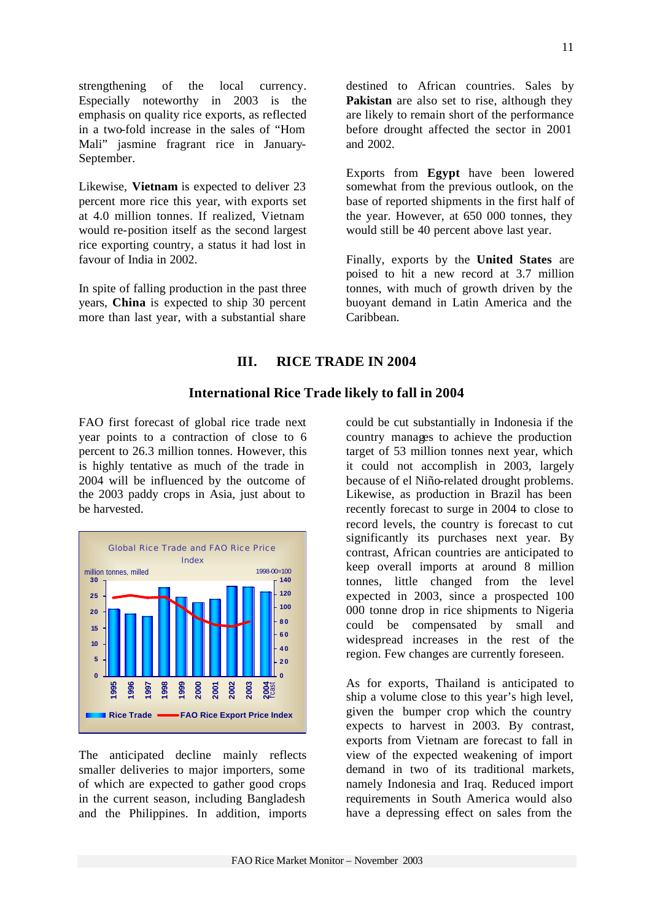strengthening of the local currency. Especially noteworthy in 2003 is the emphasis on quality rice exports, as reflected in a two-fold increase in the sales of "Hom Mali" jasmine fragrant rice in January-September.

Likewise, **Vietnam** is expected to deliver 23 percent more rice this year, with exports set at 4.0 million tonnes. If realized, Vietnam would re-position itself as the second largest rice exporting country, a status it had lost in favour of India in 2002.

In spite of falling production in the past three years, **China** is expected to ship 30 percent more than last year, with a substantial share destined to African countries. Sales by **Pakistan** are also set to rise, although they are likely to remain short of the performance before drought affected the sector in 2001 and 2002.

Exports from **Egypt** have been lowered somewhat from the previous outlook, on the base of reported shipments in the first half of the year. However, at 650 000 tonnes, they would still be 40 percent above last year.

Finally, exports by the **United States** are poised to hit a new record at 3.7 million tonnes, with much of growth driven by the buoyant demand in Latin America and the Caribbean.

## III. RICE TRADE IN 2004

### International Rice Trade likely to fall in 2004

FAO first forecast of global rice trade next year points to a contraction of close to 6 percent to 26.3 million tonnes. However, this is highly tentative as much of the trade in 2004 will be influenced by the outcome of the 2003 paddy crops in Asia, just about to be harvested.

Global Rice Trade and FAO Rice Price Index

| Year | Rice Trade (million tonnes, milled) | FAO Rice Export Price Index (1998-00=100) |
|---|---|---|
| 1995 | | |
| 1996 | | |
| 1997 | | |
| 1998 | | |
| 1999 | | |
| 2000 | | |
| 2001 | | |
| 2002 | | |
| 2003 | | |
| 2004 f'cast | | |

The anticipated decline mainly reflects smaller deliveries to major importers, some of which are expected to gather good crops in the current season, including Bangladesh and the Philippines. In addition, imports could be cut substantially in Indonesia if the country manages to achieve the production target of 53 million tonnes next year, which it could not accomplish in 2003, largely because of el Niño-related drought problems. Likewise, as production in Brazil has been recently forecast to surge in 2004 to close to record levels, the country is forecast to cut significantly its purchases next year. By contrast, African countries are anticipated to keep overall imports at around 8 million tonnes, little changed from the level expected in 2003, since a prospected 100 000 tonne drop in rice shipments to Nigeria could be compensated by small and widespread increases in the rest of the region. Few changes are currently foreseen.

As for exports, Thailand is anticipated to ship a volume close to this year's high level, given the bumper crop which the country expects to harvest in 2003. By contrast, exports from Vietnam are forecast to fall in view of the expected weakening of import demand in two of its traditional markets, namely Indonesia and Iraq. Reduced import requirements in South America would also have a depressing effect on sales from the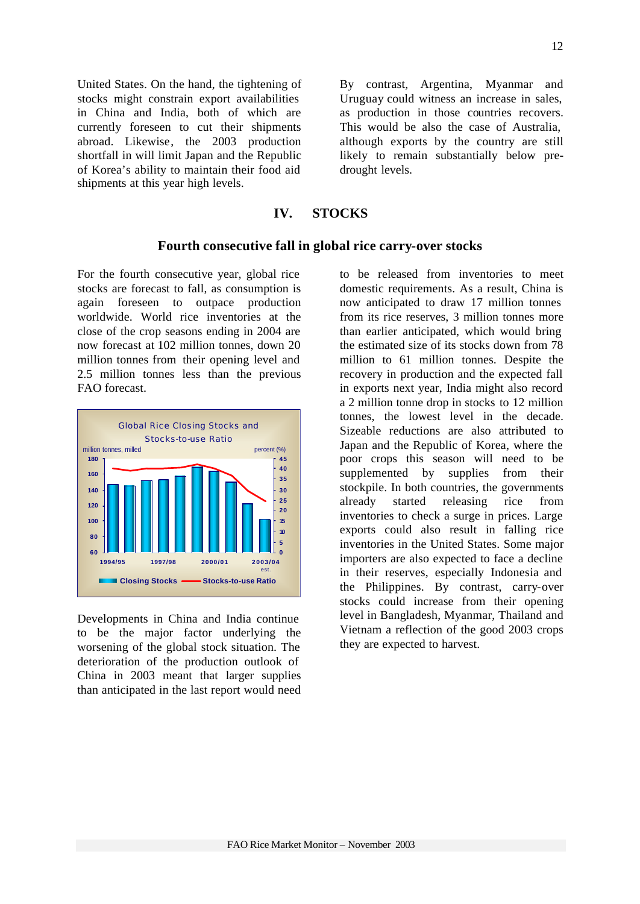United States. On the hand, the tightening of stocks might constrain export availabilities in China and India, both of which are currently foreseen to cut their shipments abroad. Likewise, the 2003 production shortfall in will limit Japan and the Republic of Korea's ability to maintain their food aid shipments at this year high levels.

By contrast, Argentina, Myanmar and Uruguay could witness an increase in sales, as production in those countries recovers. This would be also the case of Australia, although exports by the country are still likely to remain substantially below pre-drought levels.

# IV. STOCKS

## Fourth consecutive fall in global rice carry-over stocks

For the fourth consecutive year, global rice stocks are forecast to fall, as consumption is again foreseen to outpace production worldwide. World rice inventories at the close of the crop seasons ending in 2004 are now forecast at 102 million tonnes, down 20 million tonnes from their opening level and 2.5 million tonnes less than the previous FAO forecast.

Global Rice Closing Stocks and Stocks-to-use Ratio

Developments in China and India continue to be the major factor underlying the worsening of the global stock situation. The deterioration of the production outlook of China in 2003 meant that larger supplies than anticipated in the last report would need to be released from inventories to meet domestic requirements. As a result, China is now anticipated to draw 17 million tonnes from its rice reserves, 3 million tonnes more than earlier anticipated, which would bring the estimated size of its stocks down from 78 million to 61 million tonnes. Despite the recovery in production and the expected fall in exports next year, India might also record a 2 million tonne drop in stocks to 12 million tonnes, the lowest level in the decade. Sizeable reductions are also attributed to Japan and the Republic of Korea, where the poor crops this season will need to be supplemented by supplies from their stockpile. In both countries, the governments already started releasing rice from inventories to check a surge in prices. Large exports could also result in falling rice inventories in the United States. Some major importers are also expected to face a decline in their reserves, especially Indonesia and the Philippines. By contrast, carry-over stocks could increase from their opening level in Bangladesh, Myanmar, Thailand and Vietnam a reflection of the good 2003 crops they are expected to harvest.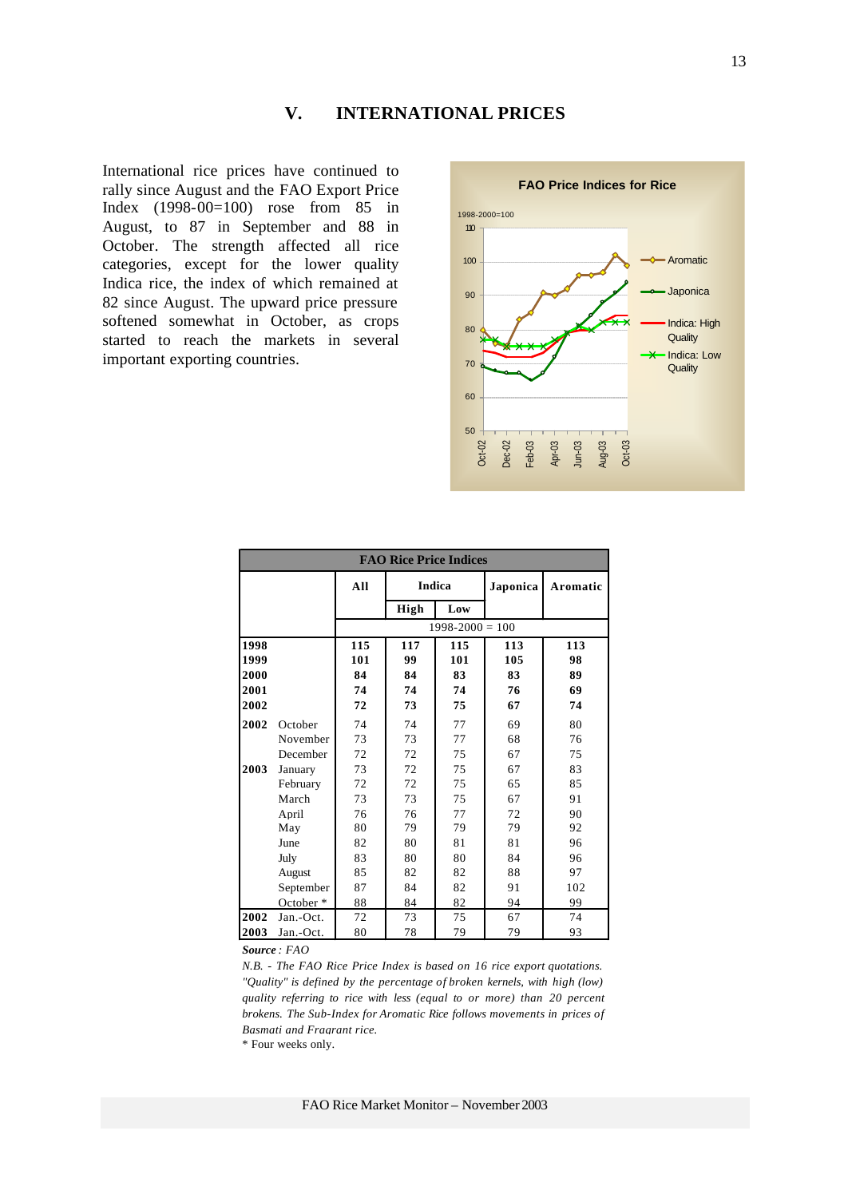# V. INTERNATIONAL PRICES

International rice prices have continued to rally since August and the FAO Export Price Index (1998-00=100) rose from 85 in August, to 87 in September and 88 in October. The strength affected all rice categories, except for the lower quality Indica rice, the index of which remained at 82 since August. The upward price pressure softened somewhat in October, as crops started to reach the markets in several important exporting countries.

| FAO Rice Price Indices | | | | | | |
|---|---|---|---|---|---|---|
| | | All | Indica | | Japonica | Aromatic |
| | | | High | Low | | |
| | | 1998-2000 = 100 | | | | |
| **1998** | | **115** | **117** | **115** | **113** | **113** |
| **1999** | | **101** | **99** | **101** | **105** | **98** |
| **2000** | | **84** | **84** | **83** | **83** | **89** |
| **2001** | | **74** | **74** | **74** | **76** | **69** |
| **2002** | | **72** | **73** | **75** | **67** | **74** |
| **2002** | October | 74 | 74 | 77 | 69 | 80 |
| | November | 73 | 73 | 77 | 68 | 76 |
| | December | 72 | 72 | 75 | 67 | 75 |
| **2003** | January | 73 | 72 | 75 | 67 | 83 |
| | February | 72 | 72 | 75 | 65 | 85 |
| | March | 73 | 73 | 75 | 67 | 91 |
| | April | 76 | 76 | 77 | 72 | 90 |
| | May | 80 | 79 | 79 | 79 | 92 |
| | June | 82 | 80 | 81 | 81 | 96 |
| | July | 83 | 80 | 80 | 84 | 96 |
| | August | 85 | 82 | 82 | 88 | 97 |
| | September | 87 | 84 | 82 | 91 | 102 |
| | October * | 88 | 84 | 82 | 94 | 99 |
| **2002** | Jan.-Oct. | 72 | 73 | 75 | 67 | 74 |
| **2003** | Jan.-Oct. | 80 | 78 | 79 | 79 | 93 |

***Source** : FAO*

*N.B. - The FAO Rice Price Index is based on 16 rice export quotations. "Quality" is defined by the percentage of broken kernels, with high (low) quality referring to rice with less (equal to or more) than 20 percent brokens. The Sub-Index for Aromatic Rice follows movements in prices of Basmati and Fragrant rice.*

\* Four weeks only.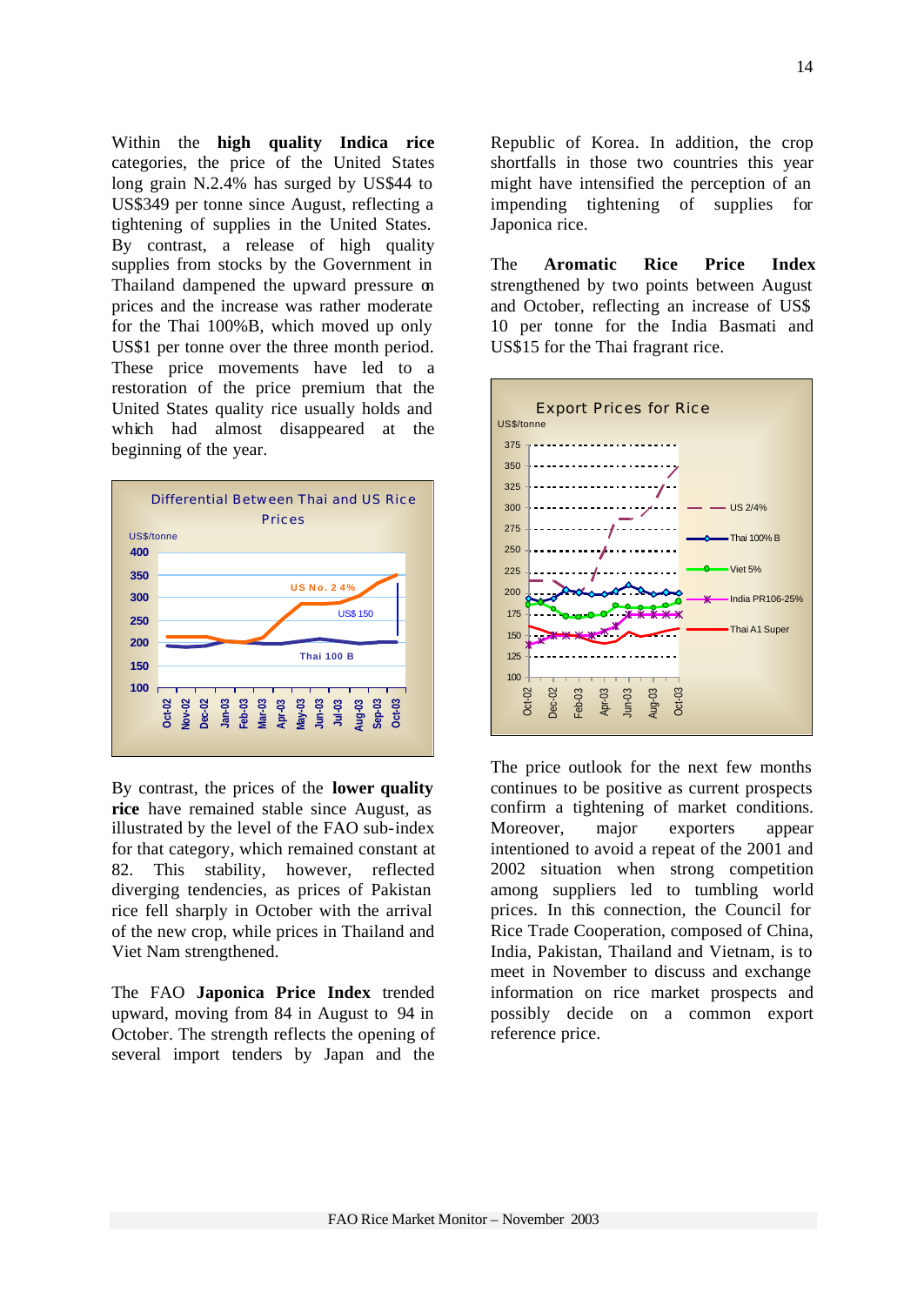Within the **high quality Indica rice** categories, the price of the United States long grain N.2.4% has surged by US$44 to US$349 per tonne since August, reflecting a tightening of supplies in the United States. By contrast, a release of high quality supplies from stocks by the Government in Thailand dampened the upward pressure on prices and the increase was rather moderate for the Thai 100%B, which moved up only US$1 per tonne over the three month period. These price movements have led to a restoration of the price premium that the United States quality rice usually holds and which had almost disappeared at the beginning of the year.

Differential Between Thai and US Rice Prices

By contrast, the prices of the **lower quality rice** have remained stable since August, as illustrated by the level of the FAO sub-index for that category, which remained constant at 82. This stability, however, reflected diverging tendencies, as prices of Pakistan rice fell sharply in October with the arrival of the new crop, while prices in Thailand and Viet Nam strengthened.

The FAO **Japonica Price Index** trended upward, moving from 84 in August to 94 in October. The strength reflects the opening of several import tenders by Japan and the Republic of Korea. In addition, the crop shortfalls in those two countries this year might have intensified the perception of an impending tightening of supplies for Japonica rice.

The **Aromatic Rice Price Index** strengthened by two points between August and October, reflecting an increase of US$ 10 per tonne for the India Basmati and US$15 for the Thai fragrant rice.

Export Prices for Rice

The price outlook for the next few months continues to be positive as current prospects confirm a tightening of market conditions. Moreover, major exporters appear intentioned to avoid a repeat of the 2001 and 2002 situation when strong competition among suppliers led to tumbling world prices. In this connection, the Council for Rice Trade Cooperation, composed of China, India, Pakistan, Thailand and Vietnam, is to meet in November to discuss and exchange information on rice market prospects and possibly decide on a common export reference price.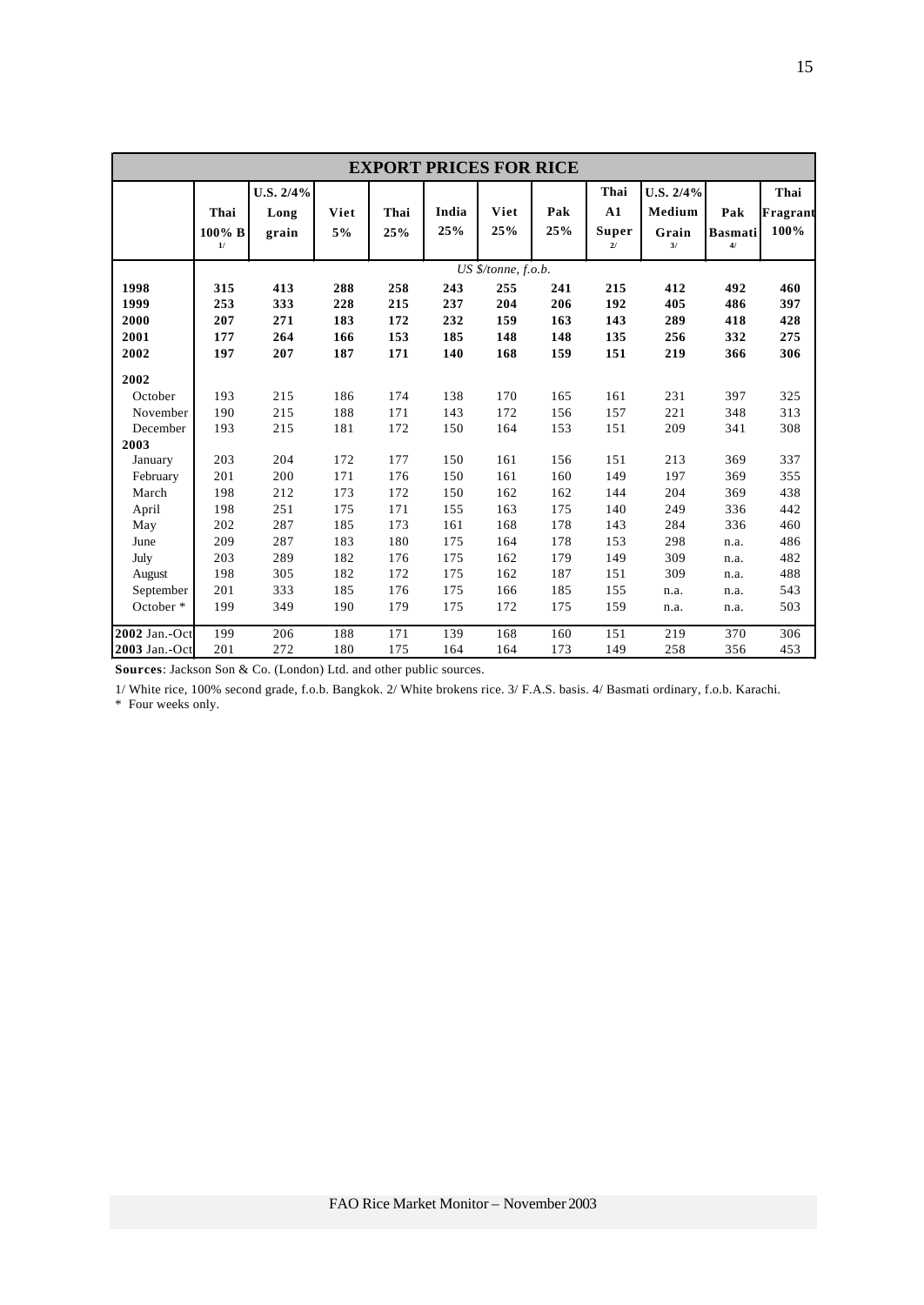## EXPORT PRICES FOR RICE

| | Thai 100% B 1/ | U.S. 2/4% Long grain | Viet 5% | Thai 25% | India 25% | Viet 25% | Pak 25% | Thai A1 Super 2/ | U.S. 2/4% Medium Grain 3/ | Pak Basmati 4/ | Thai Fragrant 100% |
|---|---|---|---|---|---|---|---|---|---|---|---|
| | *US $/tonne, f.o.b.* | | | | | | | | | | |
| **1998** | **315** | **413** | **288** | **258** | **243** | **255** | **241** | **215** | **412** | **492** | **460** |
| **1999** | **253** | **333** | **228** | **215** | **237** | **204** | **206** | **192** | **405** | **486** | **397** |
| **2000** | **207** | **271** | **183** | **172** | **232** | **159** | **163** | **143** | **289** | **418** | **428** |
| **2001** | **177** | **264** | **166** | **153** | **185** | **148** | **148** | **135** | **256** | **332** | **275** |
| **2002** | **197** | **207** | **187** | **171** | **140** | **168** | **159** | **151** | **219** | **366** | **306** |
| **2002** | | | | | | | | | | | |
| October | 193 | 215 | 186 | 174 | 138 | 170 | 165 | 161 | 231 | 397 | 325 |
| November | 190 | 215 | 188 | 171 | 143 | 172 | 156 | 157 | 221 | 348 | 313 |
| December | 193 | 215 | 181 | 172 | 150 | 164 | 153 | 151 | 209 | 341 | 308 |
| **2003** | | | | | | | | | | | |
| January | 203 | 204 | 172 | 177 | 150 | 161 | 156 | 151 | 213 | 369 | 337 |
| February | 201 | 200 | 171 | 176 | 150 | 161 | 160 | 149 | 197 | 369 | 355 |
| March | 198 | 212 | 173 | 172 | 150 | 162 | 162 | 144 | 204 | 369 | 438 |
| April | 198 | 251 | 175 | 171 | 155 | 163 | 175 | 140 | 249 | 336 | 442 |
| May | 202 | 287 | 185 | 173 | 161 | 168 | 178 | 143 | 284 | 336 | 460 |
| June | 209 | 287 | 183 | 180 | 175 | 164 | 178 | 153 | 298 | n.a. | 486 |
| July | 203 | 289 | 182 | 176 | 175 | 162 | 179 | 149 | 309 | n.a. | 482 |
| August | 198 | 305 | 182 | 172 | 175 | 162 | 187 | 151 | 309 | n.a. | 488 |
| September | 201 | 333 | 185 | 176 | 175 | 166 | 185 | 155 | n.a. | n.a. | 543 |
| October * | 199 | 349 | 190 | 179 | 175 | 172 | 175 | 159 | n.a. | n.a. | 503 |
| **2002** Jan.-Oct | 199 | 206 | 188 | 171 | 139 | 168 | 160 | 151 | 219 | 370 | 306 |
| **2003** Jan.-Oct | 201 | 272 | 180 | 175 | 164 | 164 | 173 | 149 | 258 | 356 | 453 |

**Sources**: Jackson Son & Co. (London) Ltd. and other public sources.

1/ White rice, 100% second grade, f.o.b. Bangkok. 2/ White brokens rice. 3/ F.A.S. basis. 4/ Basmati ordinary, f.o.b. Karachi.
* Four weeks only.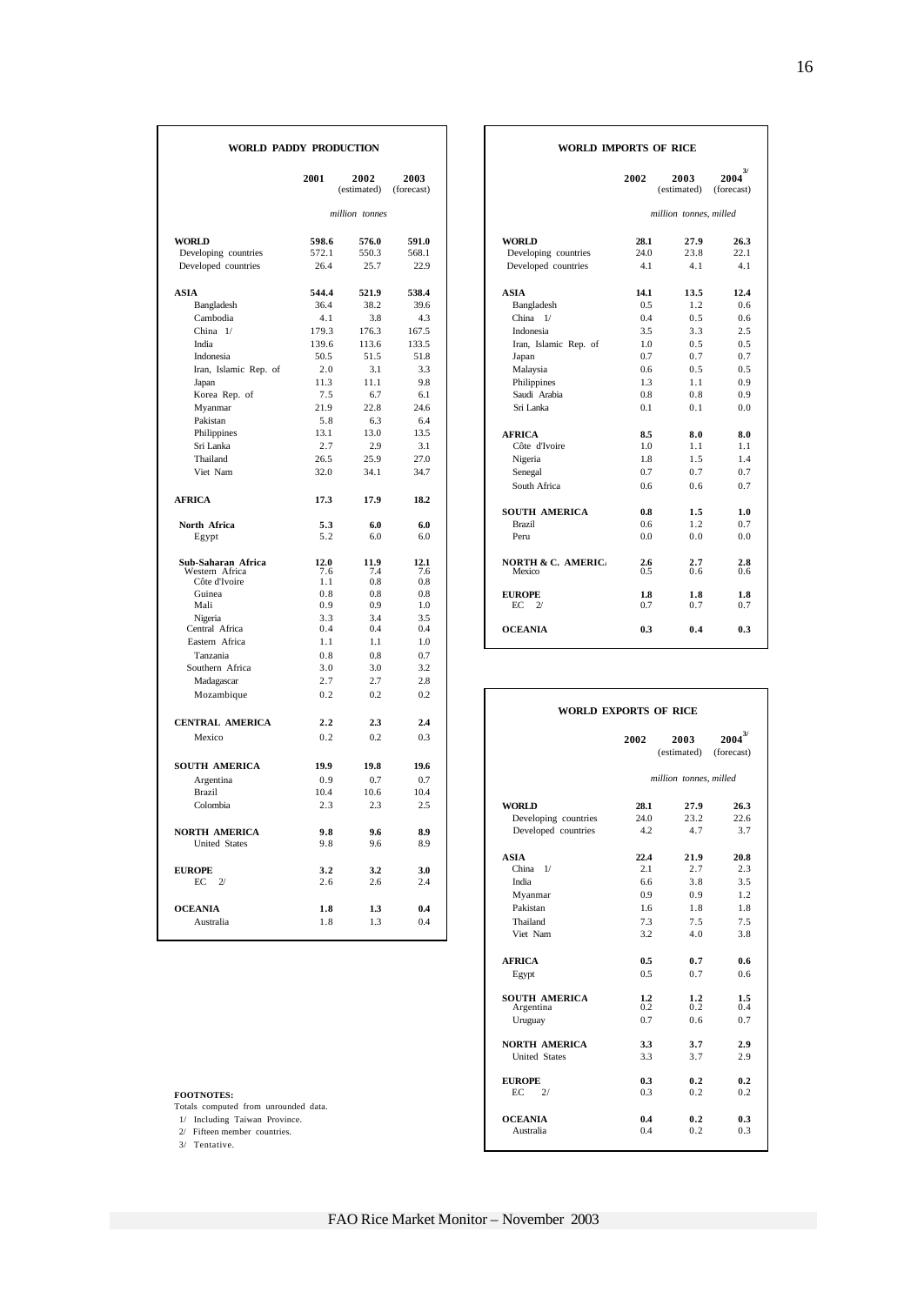## WORLD PADDY PRODUCTION

| | 2001 | 2002 (estimated) | 2003 (forecast) |
|---|---|---|---|
| | *million tonnes* | | |
| **WORLD** | **598.6** | **576.0** | **591.0** |
| Developing countries | 572.1 | 550.3 | 568.1 |
| Developed countries | 26.4 | 25.7 | 22.9 |
| **ASIA** | **544.4** | **521.9** | **538.4** |
| Bangladesh | 36.4 | 38.2 | 39.6 |
| Cambodia | 4.1 | 3.8 | 4.3 |
| China 1/ | 179.3 | 176.3 | 167.5 |
| India | 139.6 | 113.6 | 133.5 |
| Indonesia | 50.5 | 51.5 | 51.8 |
| Iran, Islamic Rep. of | 2.0 | 3.1 | 3.3 |
| Japan | 11.3 | 11.1 | 9.8 |
| Korea Rep. of | 7.5 | 6.7 | 6.1 |
| Myanmar | 21.9 | 22.8 | 24.6 |
| Pakistan | 5.8 | 6.3 | 6.4 |
| Philippines | 13.1 | 13.0 | 13.5 |
| Sri Lanka | 2.7 | 2.9 | 3.1 |
| Thailand | 26.5 | 25.9 | 27.0 |
| Viet Nam | 32.0 | 34.1 | 34.7 |
| **AFRICA** | **17.3** | **17.9** | **18.2** |
| **North Africa** | **5.3** | **6.0** | **6.0** |
| Egypt | 5.2 | 6.0 | 6.0 |
| **Sub-Saharan Africa** | **12.0** | **11.9** | **12.1** |
| Western Africa | 7.6 | 7.4 | 7.6 |
| Côte d'Ivoire | 1.1 | 0.8 | 0.8 |
| Guinea | 0.8 | 0.8 | 0.8 |
| Mali | 0.9 | 0.9 | 1.0 |
| Nigeria | 3.3 | 3.4 | 3.5 |
| Central Africa | 0.4 | 0.4 | 0.4 |
| Eastern Africa | 1.1 | 1.1 | 1.0 |
| Tanzania | 0.8 | 0.8 | 0.7 |
| Southern Africa | 3.0 | 3.0 | 3.2 |
| Madagascar | 2.7 | 2.7 | 2.8 |
| Mozambique | 0.2 | 0.2 | 0.2 |
| **CENTRAL AMERICA** | **2.2** | **2.3** | **2.4** |
| Mexico | 0.2 | 0.2 | 0.3 |
| **SOUTH AMERICA** | **19.9** | **19.8** | **19.6** |
| Argentina | 0.9 | 0.7 | 0.7 |
| Brazil | 10.4 | 10.6 | 10.4 |
| Colombia | 2.3 | 2.3 | 2.5 |
| **NORTH AMERICA** | **9.8** | **9.6** | **8.9** |
| United States | 9.8 | 9.6 | 8.9 |
| **EUROPE** | **3.2** | **3.2** | **3.0** |
| EC 2/ | 2.6 | 2.6 | 2.4 |
| **OCEANIA** | **1.8** | **1.3** | **0.4** |
| Australia | 1.8 | 1.3 | 0.4 |

## WORLD IMPORTS OF RICE

| | 2002 | 2003 (estimated) | 2004 3/ (forecast) |
|---|---|---|---|
| | *million tonnes, milled* | | |
| **WORLD** | **28.1** | **27.9** | **26.3** |
| Developing countries | 24.0 | 23.8 | 22.1 |
| Developed countries | 4.1 | 4.1 | 4.1 |
| **ASIA** | **14.1** | **13.5** | **12.4** |
| Bangladesh | 0.5 | 1.2 | 0.6 |
| China 1/ | 0.4 | 0.5 | 0.6 |
| Indonesia | 3.5 | 3.3 | 2.5 |
| Iran, Islamic Rep. of | 1.0 | 0.5 | 0.5 |
| Japan | 0.7 | 0.7 | 0.7 |
| Malaysia | 0.6 | 0.5 | 0.5 |
| Philippines | 1.3 | 1.1 | 0.9 |
| Saudi Arabia | 0.8 | 0.8 | 0.9 |
| Sri Lanka | 0.1 | 0.1 | 0.0 |
| **AFRICA** | **8.5** | **8.0** | **8.0** |
| Côte d'Ivoire | 1.0 | 1.1 | 1.1 |
| Nigeria | 1.8 | 1.5 | 1.4 |
| Senegal | 0.7 | 0.7 | 0.7 |
| South Africa | 0.6 | 0.6 | 0.7 |
| **SOUTH AMERICA** | **0.8** | **1.5** | **1.0** |
| Brazil | 0.6 | 1.2 | 0.7 |
| Peru | 0.0 | 0.0 | 0.0 |
| **NORTH & C. AMERICA** | **2.6** | **2.7** | **2.8** |
| Mexico | 0.5 | 0.6 | 0.6 |
| **EUROPE** | **1.8** | **1.8** | **1.8** |
| EC 2/ | 0.7 | 0.7 | 0.7 |
| **OCEANIA** | **0.3** | **0.4** | **0.3** |

## WORLD EXPORTS OF RICE

| | 2002 | 2003 (estimated) | 2004 3/ (forecast) |
|---|---|---|---|
| | *million tonnes, milled* | | |
| **WORLD** | **28.1** | **27.9** | **26.3** |
| Developing countries | 24.0 | 23.2 | 22.6 |
| Developed countries | 4.2 | 4.7 | 3.7 |
| **ASIA** | **22.4** | **21.9** | **20.8** |
| China 1/ | 2.1 | 2.7 | 2.3 |
| India | 6.6 | 3.8 | 3.5 |
| Myanmar | 0.9 | 0.9 | 1.2 |
| Pakistan | 1.6 | 1.8 | 1.8 |
| Thailand | 7.3 | 7.5 | 7.5 |
| Viet Nam | 3.2 | 4.0 | 3.8 |
| **AFRICA** | **0.5** | **0.7** | **0.6** |
| Egypt | 0.5 | 0.7 | 0.6 |
| **SOUTH AMERICA** | **1.2** | **1.2** | **1.5** |
| Argentina | 0.2 | 0.2 | 0.4 |
| Uruguay | 0.7 | 0.6 | 0.7 |
| **NORTH AMERICA** | **3.3** | **3.7** | **2.9** |
| United States | 3.3 | 3.7 | 2.9 |
| **EUROPE** | **0.3** | **0.2** | **0.2** |
| EC 2/ | 0.3 | 0.2 | 0.2 |
| **OCEANIA** | **0.4** | **0.2** | **0.3** |
| Australia | 0.4 | 0.2 | 0.3 |

**FOOTNOTES:**

Totals computed from unrounded data.

1/ Including Taiwan Province.

2/ Fifteen member countries.

3/ Tentative.

FAO Rice Market Monitor – November 2003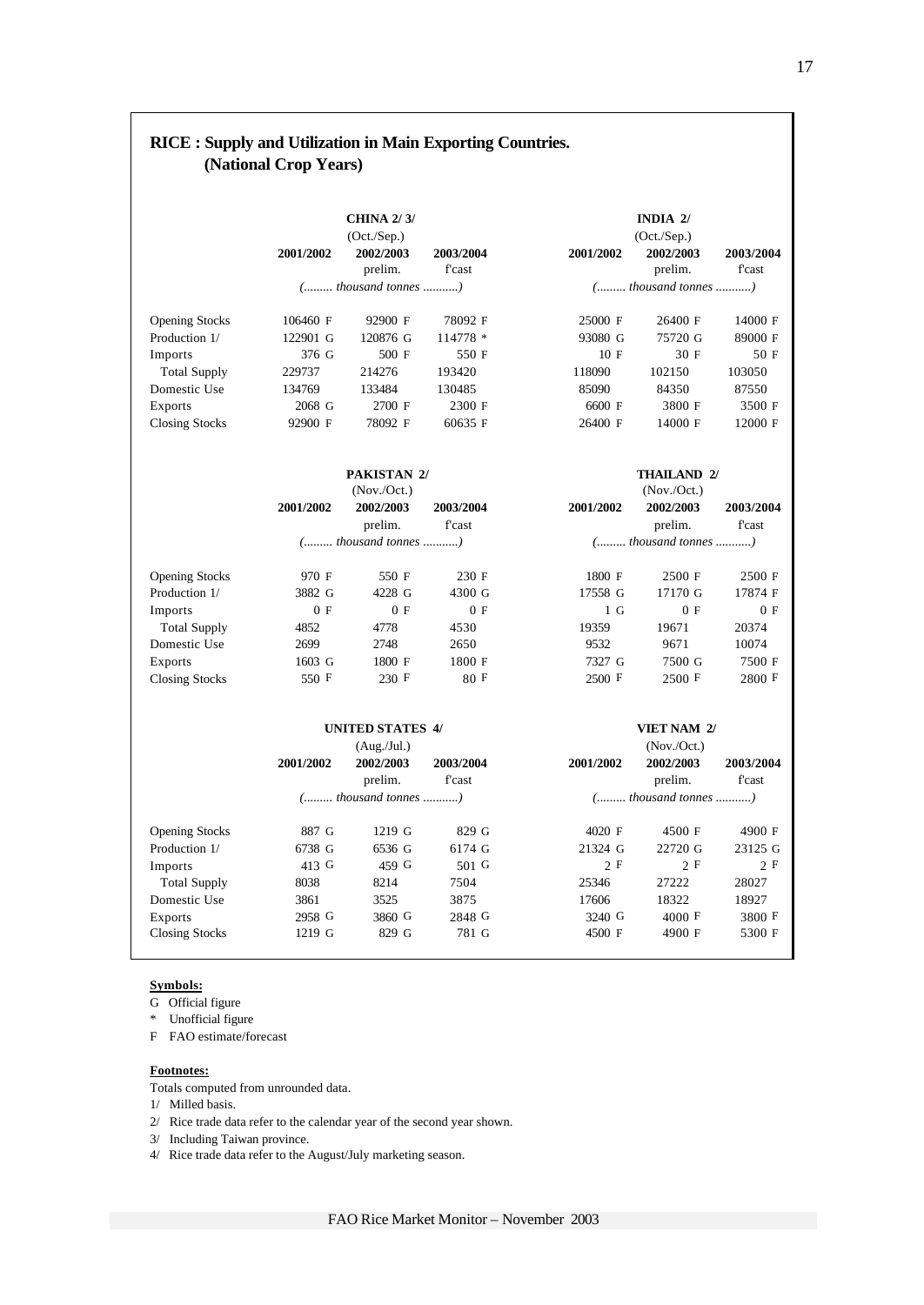## RICE : Supply and Utilization in Main Exporting Countries. (National Crop Years)

| | CHINA 2/ 3/ (Oct./Sep.) | | | INDIA 2/ (Oct./Sep.) | | |
|---|---|---|---|---|---|---|
| | 2001/2002 | 2002/2003 prelim. | 2003/2004 f'cast | 2001/2002 | 2002/2003 prelim. | 2003/2004 f'cast |
| | *(......... thousand tonnes ...........)* | | | *(......... thousand tonnes ...........)* | | |
| Opening Stocks | 106460 F | 92900 F | 78092 F | 25000 F | 26400 F | 14000 F |
| Production 1/ | 122901 G | 120876 G | 114778 * | 93080 G | 75720 G | 89000 F |
| Imports | 376 G | 500 F | 550 F | 10 F | 30 F | 50 F |
| Total Supply | 229737 | 214276 | 193420 | 118090 | 102150 | 103050 |
| Domestic Use | 134769 | 133484 | 130485 | 85090 | 84350 | 87550 |
| Exports | 2068 G | 2700 F | 2300 F | 6600 F | 3800 F | 3500 F |
| Closing Stocks | 92900 F | 78092 F | 60635 F | 26400 F | 14000 F | 12000 F |

| | PAKISTAN 2/ (Nov./Oct.) | | | THAILAND 2/ (Nov./Oct.) | | |
|---|---|---|---|---|---|---|
| | 2001/2002 | 2002/2003 prelim. | 2003/2004 f'cast | 2001/2002 | 2002/2003 prelim. | 2003/2004 f'cast |
| | *(......... thousand tonnes ...........)* | | | *(......... thousand tonnes ...........)* | | |
| Opening Stocks | 970 F | 550 F | 230 F | 1800 F | 2500 F | 2500 F |
| Production 1/ | 3882 G | 4228 G | 4300 G | 17558 G | 17170 G | 17874 F |
| Imports | 0 F | 0 F | 0 F | 1 G | 0 F | 0 F |
| Total Supply | 4852 | 4778 | 4530 | 19359 | 19671 | 20374 |
| Domestic Use | 2699 | 2748 | 2650 | 9532 | 9671 | 10074 |
| Exports | 1603 G | 1800 F | 1800 F | 7327 G | 7500 G | 7500 F |
| Closing Stocks | 550 F | 230 F | 80 F | 2500 F | 2500 F | 2800 F |

| | UNITED STATES 4/ (Aug./Jul.) | | | VIET NAM 2/ (Nov./Oct.) | | |
|---|---|---|---|---|---|---|
| | 2001/2002 | 2002/2003 prelim. | 2003/2004 f'cast | 2001/2002 | 2002/2003 prelim. | 2003/2004 f'cast |
| | *(......... thousand tonnes ...........)* | | | *(......... thousand tonnes ...........)* | | |
| Opening Stocks | 887 G | 1219 G | 829 G | 4020 F | 4500 F | 4900 F |
| Production 1/ | 6738 G | 6536 G | 6174 G | 21324 G | 22720 G | 23125 G |
| Imports | 413 G | 459 G | 501 G | 2 F | 2 F | 2 F |
| Total Supply | 8038 | 8214 | 7504 | 25346 | 27222 | 28027 |
| Domestic Use | 3861 | 3525 | 3875 | 17606 | 18322 | 18927 |
| Exports | 2958 G | 3860 G | 2848 G | 3240 G | 4000 F | 3800 F |
| Closing Stocks | 1219 G | 829 G | 781 G | 4500 F | 4900 F | 5300 F |

**Symbols:**

G Official figure

* Unofficial figure

F FAO estimate/forecast

**Footnotes:**

Totals computed from unrounded data.

1/ Milled basis.

2/ Rice trade data refer to the calendar year of the second year shown.

3/ Including Taiwan province.

4/ Rice trade data refer to the August/July marketing season.